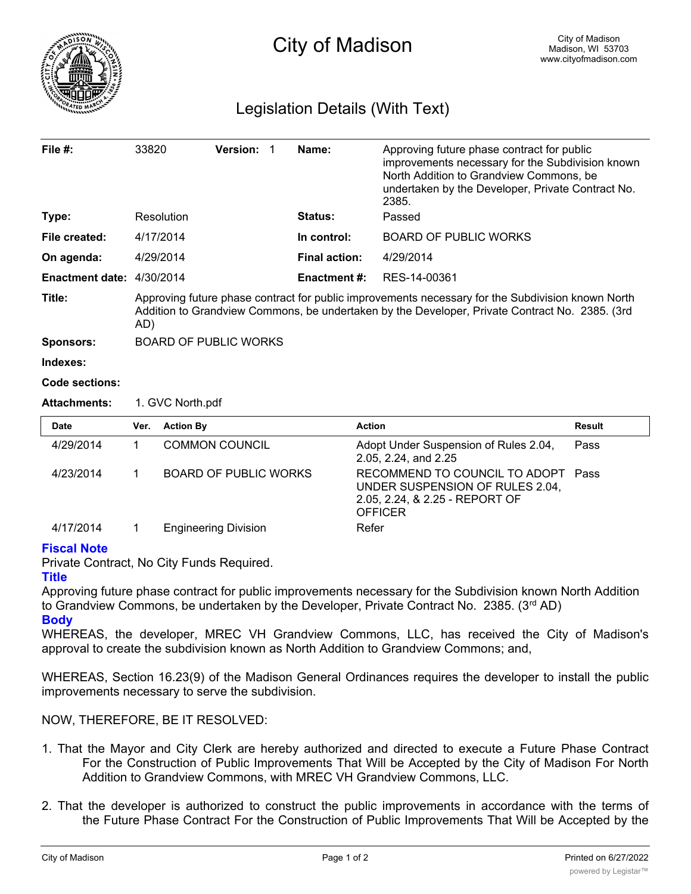# City of Madison

City of Madison
Madison, WI 53703
www.cityofmadison.com

## Legislation Details (With Text)

| | | | |
|---|---|---|---|
| **File #:** | 33820 **Version:** 1 | **Name:** | Approving future phase contract for public improvements necessary for the Subdivision known North Addition to Grandview Commons, be undertaken by the Developer, Private Contract No. 2385. |
| **Type:** | Resolution | **Status:** | Passed |
| **File created:** | 4/17/2014 | **In control:** | BOARD OF PUBLIC WORKS |
| **On agenda:** | 4/29/2014 | **Final action:** | 4/29/2014 |
| **Enactment date:** | 4/30/2014 | **Enactment #:** | RES-14-00361 |

**Title:** Approving future phase contract for public improvements necessary for the Subdivision known North Addition to Grandview Commons, be undertaken by the Developer, Private Contract No. 2385. (3rd AD)

**Sponsors:** BOARD OF PUBLIC WORKS

**Indexes:**

**Code sections:**

**Attachments:** 1. GVC North.pdf

| Date | Ver. | Action By | Action | Result |
|---|---|---|---|---|
| 4/29/2014 | 1 | COMMON COUNCIL | Adopt Under Suspension of Rules 2.04, 2.05, 2.24, and 2.25 | Pass |
| 4/23/2014 | 1 | BOARD OF PUBLIC WORKS | RECOMMEND TO COUNCIL TO ADOPT UNDER SUSPENSION OF RULES 2.04, 2.05, 2.24, & 2.25 - REPORT OF OFFICER | Pass |
| 4/17/2014 | 1 | Engineering Division | Refer | |

**Fiscal Note**

Private Contract, No City Funds Required.

**Title**

Approving future phase contract for public improvements necessary for the Subdivision known North Addition to Grandview Commons, be undertaken by the Developer, Private Contract No. 2385. (3rd AD)

**Body**

WHEREAS, the developer, MREC VH Grandview Commons, LLC, has received the City of Madison's approval to create the subdivision known as North Addition to Grandview Commons; and,

WHEREAS, Section 16.23(9) of the Madison General Ordinances requires the developer to install the public improvements necessary to serve the subdivision.

NOW, THEREFORE, BE IT RESOLVED:

1. That the Mayor and City Clerk are hereby authorized and directed to execute a Future Phase Contract For the Construction of Public Improvements That Will be Accepted by the City of Madison For North Addition to Grandview Commons, with MREC VH Grandview Commons, LLC.

2. That the developer is authorized to construct the public improvements in accordance with the terms of the Future Phase Contract For the Construction of Public Improvements That Will be Accepted by the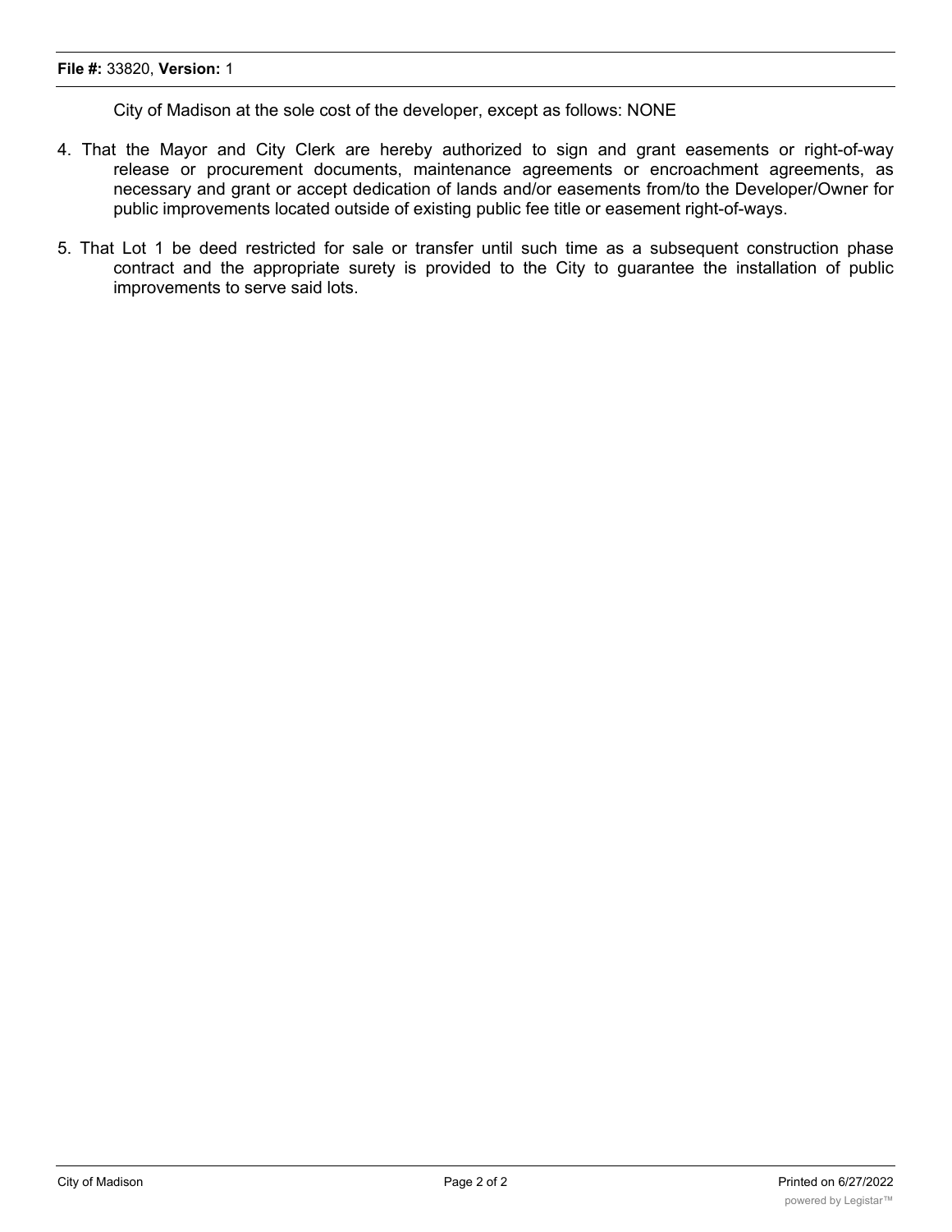City of Madison at the sole cost of the developer, except as follows: NONE

4. That the Mayor and City Clerk are hereby authorized to sign and grant easements or right-of-way release or procurement documents, maintenance agreements or encroachment agreements, as necessary and grant or accept dedication of lands and/or easements from/to the Developer/Owner for public improvements located outside of existing public fee title or easement right-of-ways.

5. That Lot 1 be deed restricted for sale or transfer until such time as a subsequent construction phase contract and the appropriate surety is provided to the City to guarantee the installation of public improvements to serve said lots.